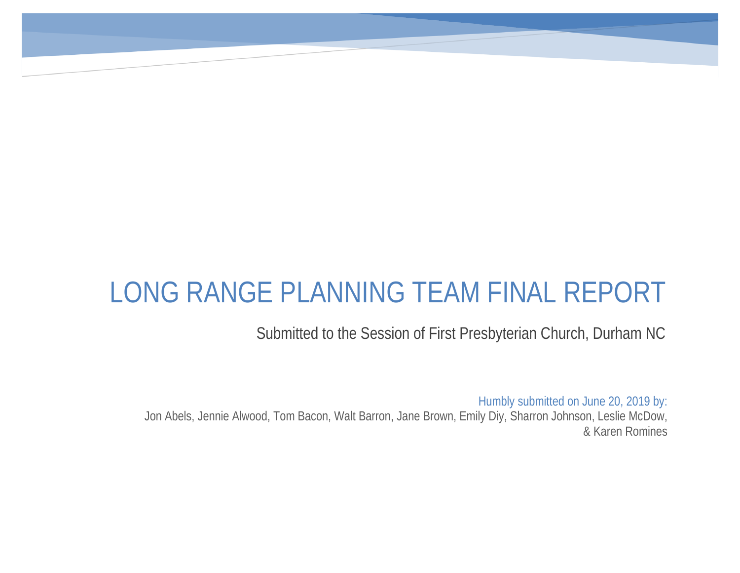# LONG RANGE PLANNING TEAM FINAL REPORT

Submitted to the Session of First Presbyterian Church, Durham NC

Humbly submitted on June 20, 2019 by:

Jon Abels, Jennie Alwood, Tom Bacon, Walt Barron, Jane Brown, Emily Diy, Sharron Johnson, Leslie McDow, & Karen Romines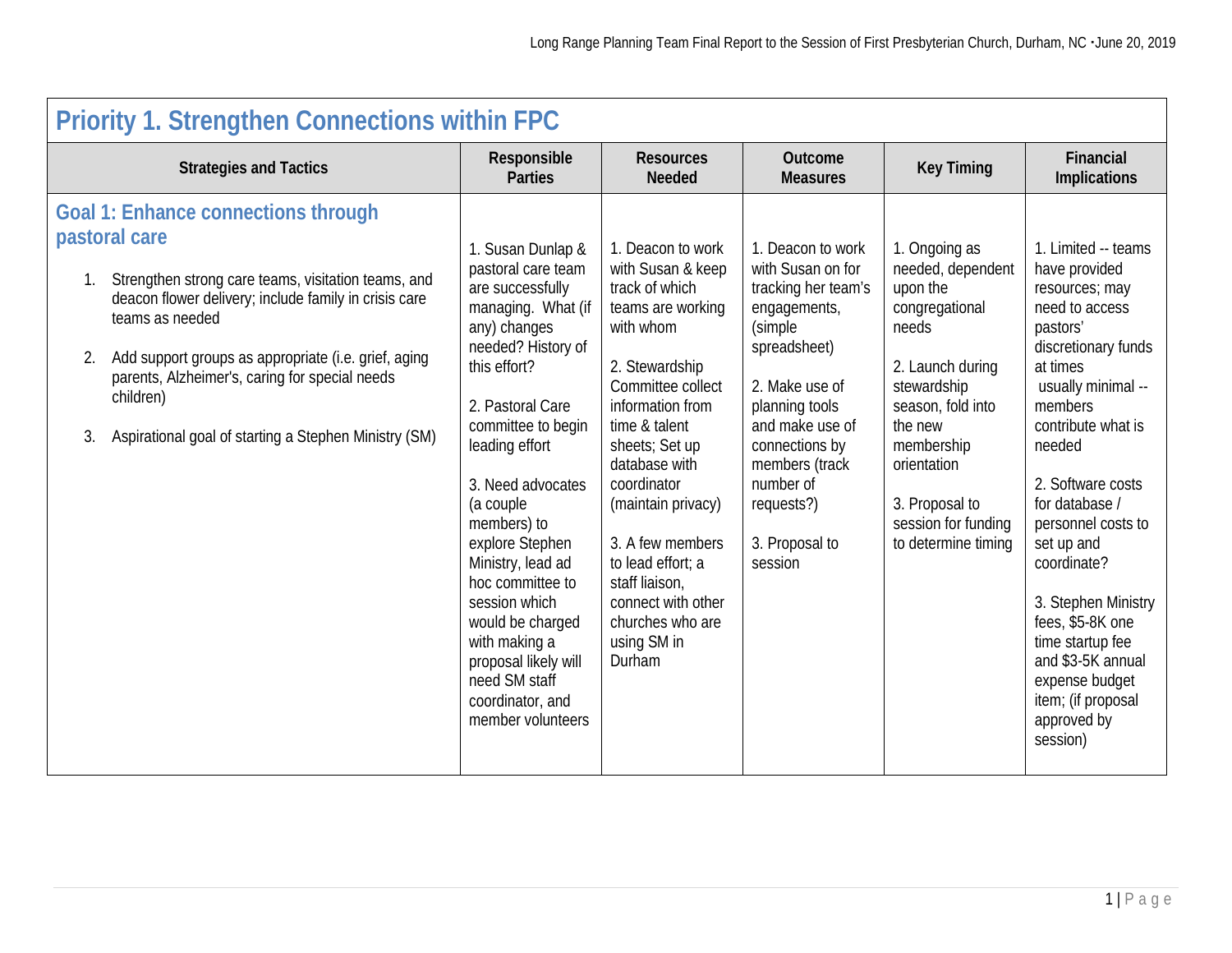## Priority 1. Strengthen Connections within FPC

| Strategies and Tactics | Responsible Parties | Resources Needed | Outcome Measures | Key Timing | Financial Implications |
|---|---|---|---|---|---|
| **Goal 1: Enhance connections through pastoral care**<br><br>1. Strengthen strong care teams, visitation teams, and deacon flower delivery; include family in crisis care teams as needed<br><br>2. Add support groups as appropriate (i.e. grief, aging parents, Alzheimer's, caring for special needs children)<br><br>3. Aspirational goal of starting a Stephen Ministry (SM) | 1. Susan Dunlap & pastoral care team are successfully managing. What (if any) changes needed? History of this effort?<br><br>2. Pastoral Care committee to begin leading effort<br><br>3. Need advocates (a couple members) to explore Stephen Ministry, lead ad hoc committee to session which would be charged with making a proposal likely will need SM staff coordinator, and member volunteers | 1. Deacon to work with Susan & keep track of which teams are working with whom<br><br>2. Stewardship Committee collect information from time & talent sheets; Set up database with coordinator (maintain privacy)<br><br>3. A few members to lead effort; a staff liaison, connect with other churches who are using SM in Durham | 1. Deacon to work with Susan on for tracking her team's engagements, (simple spreadsheet)<br><br>2. Make use of planning tools and make use of connections by members (track number of requests?)<br><br>3. Proposal to session | 1. Ongoing as needed, dependent upon the congregational needs<br><br>2. Launch during stewardship season, fold into the new membership orientation<br><br>3. Proposal to session for funding to determine timing | 1. Limited -- teams have provided resources; may need to access pastors' discretionary funds at times usually minimal -- members contribute what is needed<br><br>2. Software costs for database / personnel costs to set up and coordinate?<br><br>3. Stephen Ministry fees, $5-8K one time startup fee and $3-5K annual expense budget item; (if proposal approved by session) |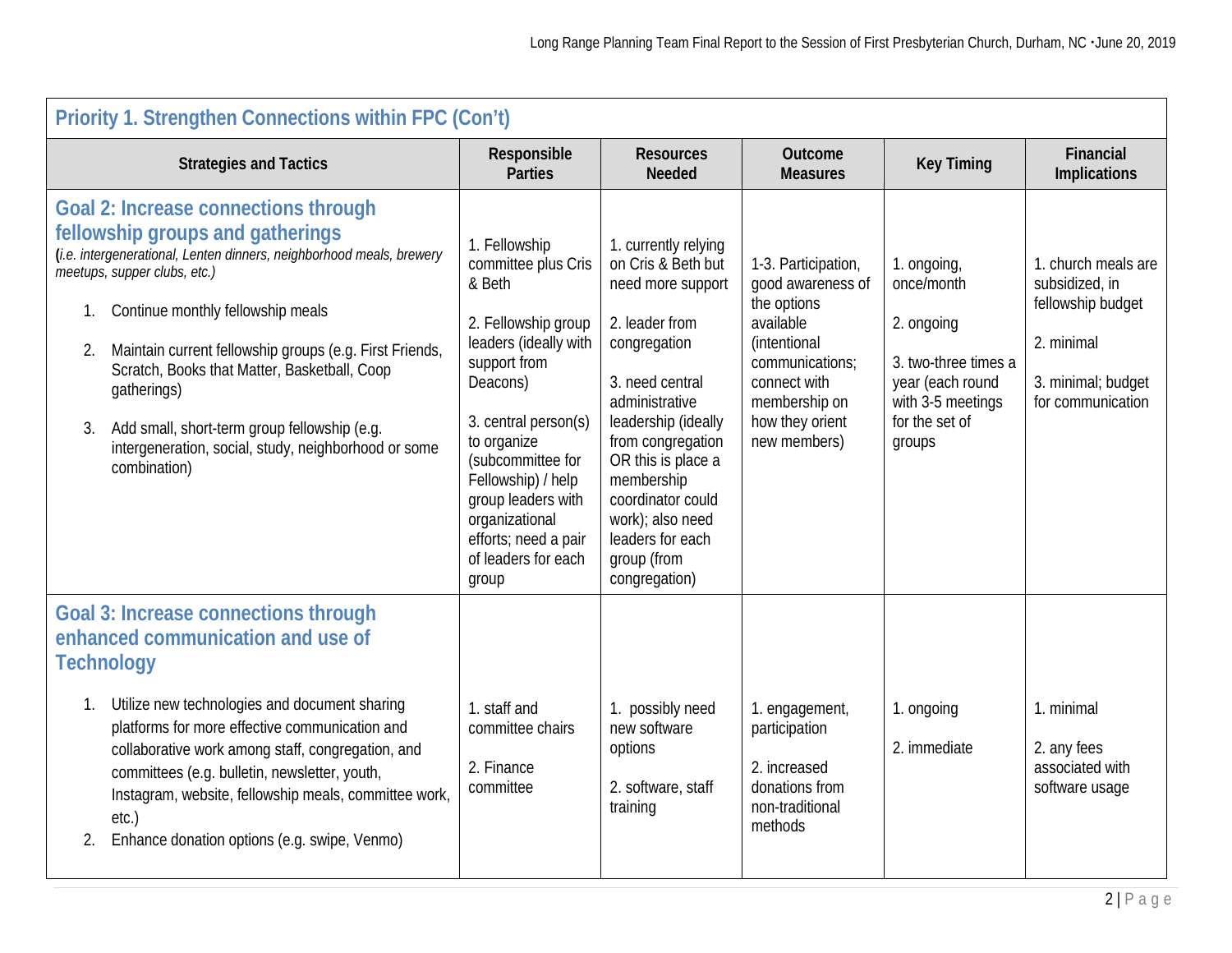| Priority 1. Strengthen Connections within FPC (Con't) | | | | | |
|---|---|---|---|---|---|
| **Strategies and Tactics** | **Responsible Parties** | **Resources Needed** | **Outcome Measures** | **Key Timing** | **Financial Implications** |
| **Goal 2: Increase connections through fellowship groups and gatherings** (*i.e. intergenerational, Lenten dinners, neighborhood meals, brewery meetups, supper clubs, etc.)*<br><br>1. Continue monthly fellowship meals<br><br>2. Maintain current fellowship groups (e.g. First Friends, Scratch, Books that Matter, Basketball, Coop gatherings)<br><br>3. Add small, short-term group fellowship (e.g. intergeneration, social, study, neighborhood or some combination) | 1. Fellowship committee plus Cris & Beth<br><br>2. Fellowship group leaders (ideally with support from Deacons)<br><br>3. central person(s) to organize (subcommittee for Fellowship) / help group leaders with organizational efforts; need a pair of leaders for each group | 1. currently relying on Cris & Beth but need more support<br><br>2. leader from congregation<br><br>3. need central administrative leadership (ideally from congregation OR this is place a membership coordinator could work); also need leaders for each group (from congregation) | 1-3. Participation, good awareness of the options available (intentional communications; connect with membership on how they orient new members) | 1. ongoing, once/month<br><br>2. ongoing<br><br>3. two-three times a year (each round with 3-5 meetings for the set of groups | 1. church meals are subsidized, in fellowship budget<br><br>2. minimal<br><br>3. minimal; budget for communication |
| **Goal 3: Increase connections through enhanced communication and use of Technology**<br><br>1. Utilize new technologies and document sharing platforms for more effective communication and collaborative work among staff, congregation, and committees (e.g. bulletin, newsletter, youth, Instagram, website, fellowship meals, committee work, etc.)<br>2. Enhance donation options (e.g. swipe, Venmo) | 1. staff and committee chairs<br><br>2. Finance committee | 1. possibly need new software options<br><br>2. software, staff training | 1. engagement, participation<br><br>2. increased donations from non-traditional methods | 1. ongoing<br><br>2. immediate | 1. minimal<br><br>2. any fees associated with software usage |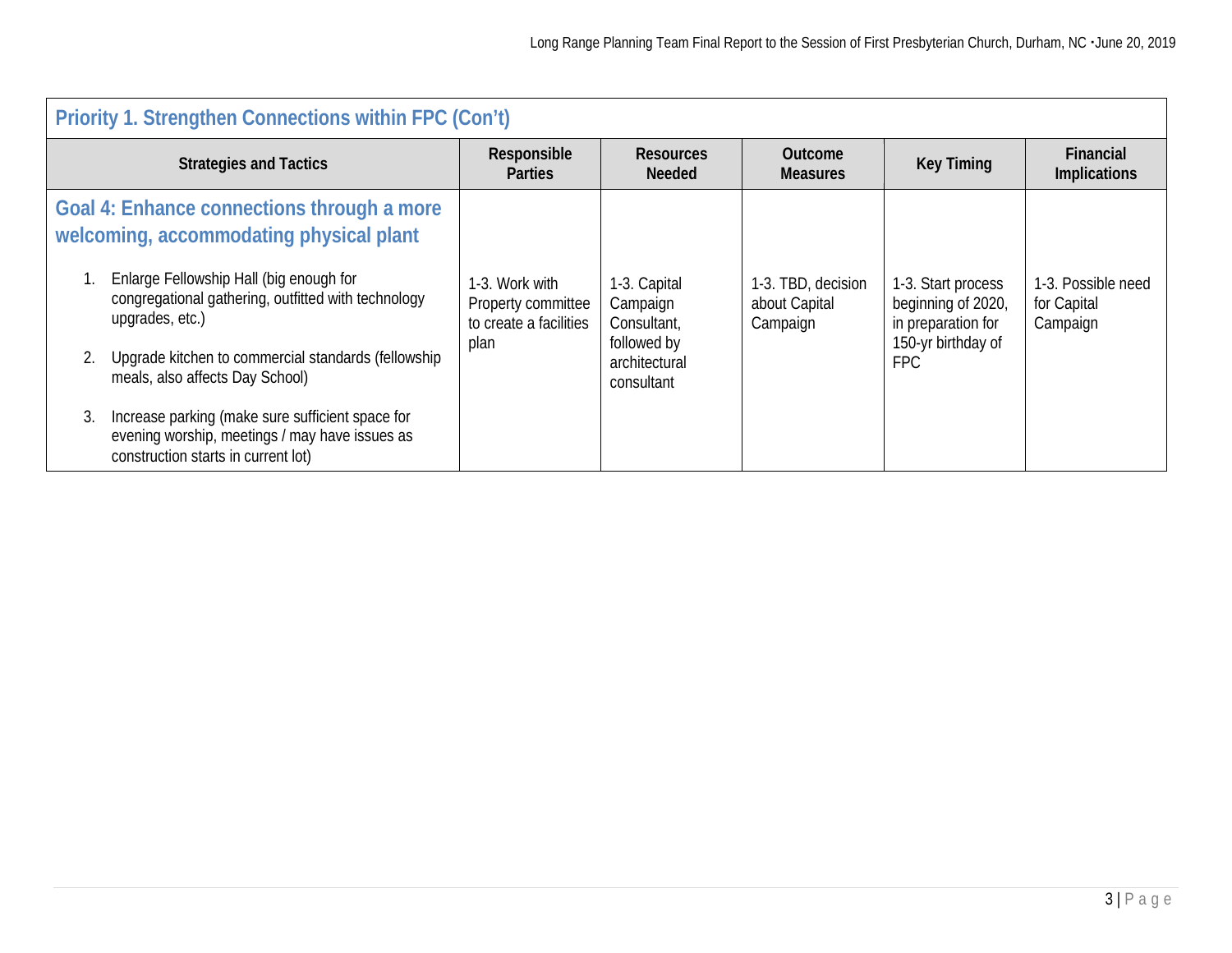| Priority 1. Strengthen Connections within FPC (Con't) | | | | | |
|---|---|---|---|---|---|
| **Strategies and Tactics** | **Responsible Parties** | **Resources Needed** | **Outcome Measures** | **Key Timing** | **Financial Implications** |
| **Goal 4: Enhance connections through a more welcoming, accommodating physical plant**<br>1. Enlarge Fellowship Hall (big enough for congregational gathering, outfitted with technology upgrades, etc.)<br>2. Upgrade kitchen to commercial standards (fellowship meals, also affects Day School)<br>3. Increase parking (make sure sufficient space for evening worship, meetings / may have issues as construction starts in current lot) | 1-3. Work with Property committee to create a facilities plan | 1-3. Capital Campaign Consultant, followed by architectural consultant | 1-3. TBD, decision about Capital Campaign | 1-3. Start process beginning of 2020, in preparation for 150-yr birthday of FPC | 1-3. Possible need for Capital Campaign |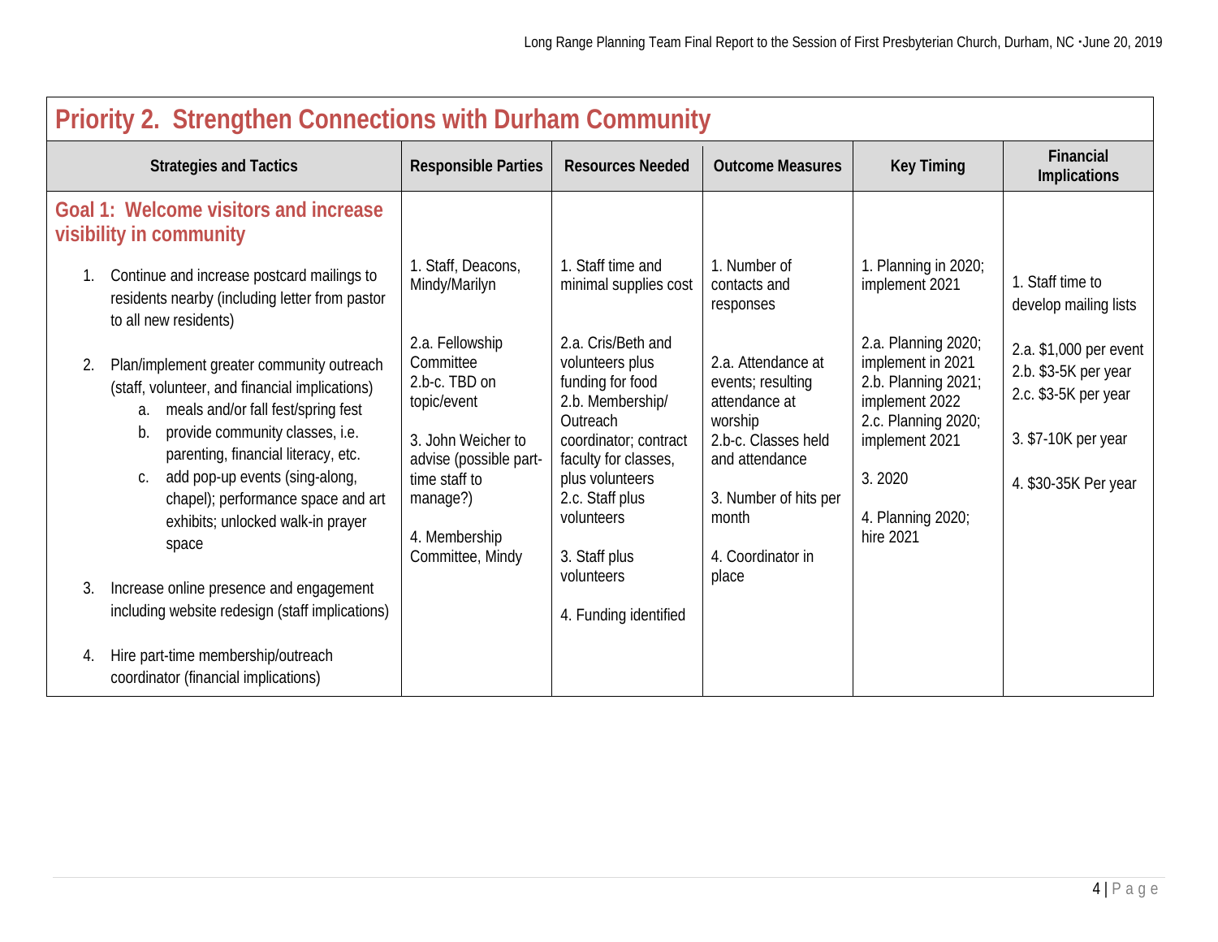## Priority 2. Strengthen Connections with Durham Community

| Strategies and Tactics | Responsible Parties | Resources Needed | Outcome Measures | Key Timing | Financial Implications |
|---|---|---|---|---|---|
| **Goal 1: Welcome visitors and increase visibility in community** | | | | | |
| 1. Continue and increase postcard mailings to residents nearby (including letter from pastor to all new residents) | 1. Staff, Deacons, Mindy/Marilyn | 1. Staff time and minimal supplies cost | 1. Number of contacts and responses | 1. Planning in 2020; implement 2021 | 1. Staff time to develop mailing lists |
| 2. Plan/implement greater community outreach (staff, volunteer, and financial implications)<br>a. meals and/or fall fest/spring fest<br>b. provide community classes, i.e. parenting, financial literacy, etc.<br>c. add pop-up events (sing-along, chapel); performance space and art exhibits; unlocked walk-in prayer space | 2.a. Fellowship Committee<br>2.b-c. TBD on topic/event | 2.a. Cris/Beth and volunteers plus funding for food<br>2.b. Membership/ Outreach coordinator; contract faculty for classes, plus volunteers<br>2.c. Staff plus volunteers | 2.a. Attendance at events; resulting attendance at worship<br>2.b-c. Classes held and attendance | 2.a. Planning 2020; implement in 2021<br>2.b. Planning 2021; implement 2022<br>2.c. Planning 2020; implement 2021 | 2.a. $1,000 per event<br>2.b. $3-5K per year<br>2.c. $3-5K per year |
| 3. Increase online presence and engagement including website redesign (staff implications) | 3. John Weicher to advise (possible part-time staff to manage?) | 3. Staff plus volunteers | 3. Number of hits per month | 3. 2020 | 3. $7-10K per year |
| 4. Hire part-time membership/outreach coordinator (financial implications) | 4. Membership Committee, Mindy | 4. Funding identified | 4. Coordinator in place | 4. Planning 2020; hire 2021 | 4. $30-35K Per year |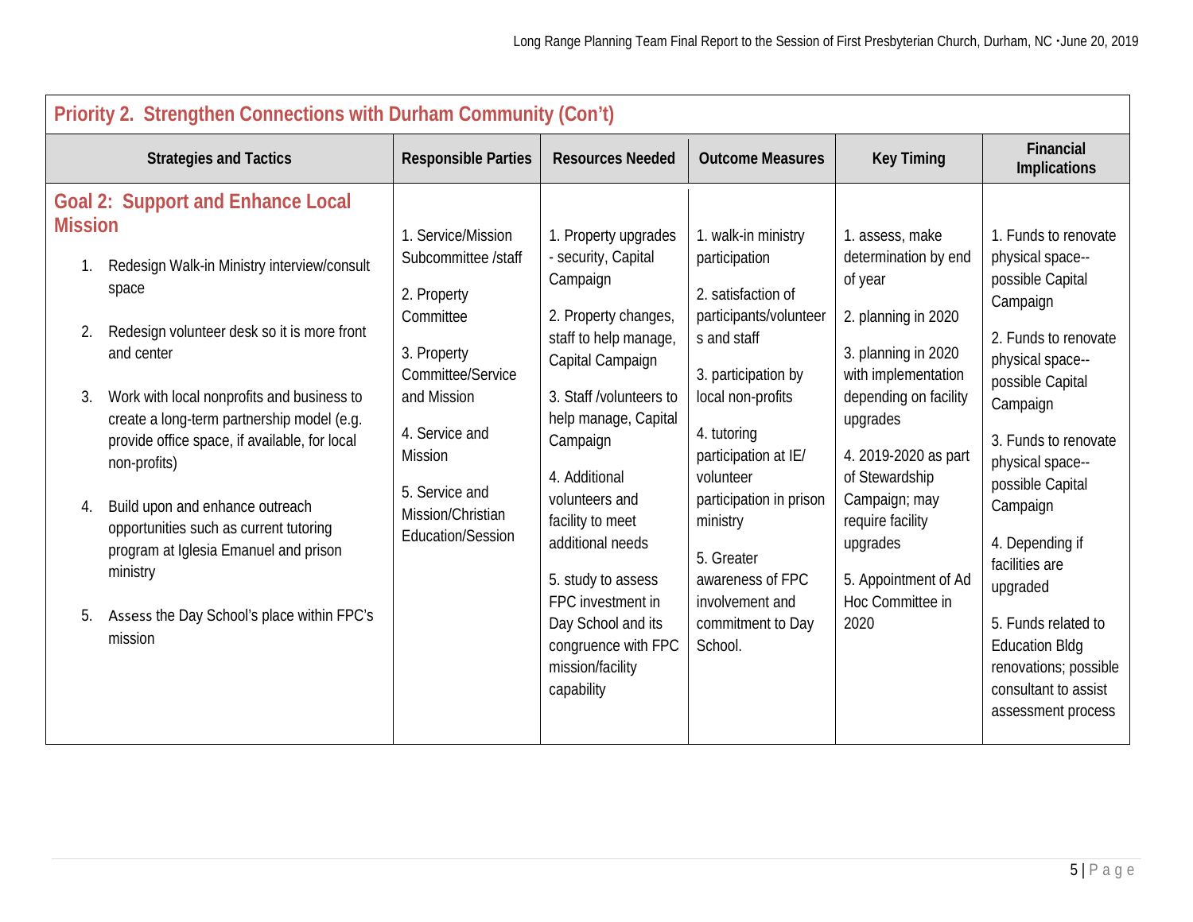## Priority 2. Strengthen Connections with Durham Community (Con't)

| Strategies and Tactics | Responsible Parties | Resources Needed | Outcome Measures | Key Timing | Financial Implications |
|---|---|---|---|---|---|
| **Goal 2: Support and Enhance Local Mission** | | | | | |
| 1. Redesign Walk-in Ministry interview/consult space | 1. Service/Mission Subcommittee /staff | 1. Property upgrades - security, Capital Campaign | 1. walk-in ministry participation | 1. assess, make determination by end of year | 1. Funds to renovate physical space--possible Capital Campaign |
| 2. Redesign volunteer desk so it is more front and center | 2. Property Committee | 2. Property changes, staff to help manage, Capital Campaign | 2. satisfaction of participants/volunteers and staff | 2. planning in 2020 | 2. Funds to renovate physical space--possible Capital Campaign |
| 3. Work with local nonprofits and business to create a long-term partnership model (e.g. provide office space, if available, for local non-profits) | 3. Property Committee/Service and Mission | 3. Staff /volunteers to help manage, Capital Campaign | 3. participation by local non-profits | 3. planning in 2020 with implementation depending on facility upgrades | 3. Funds to renovate physical space--possible Capital Campaign |
| 4. Build upon and enhance outreach opportunities such as current tutoring program at Iglesia Emanuel and prison ministry | 4. Service and Mission | 4. Additional volunteers and facility to meet additional needs | 4. tutoring participation at IE/ volunteer participation in prison ministry | 4. 2019-2020 as part of Stewardship Campaign; may require facility upgrades | 4. Depending if facilities are upgraded |
| 5. Assess the Day School's place within FPC's mission | 5. Service and Mission/Christian Education/Session | 5. study to assess FPC investment in Day School and its congruence with FPC mission/facility capability | 5. Greater awareness of FPC involvement and commitment to Day School. | 5. Appointment of Ad Hoc Committee in 2020 | 5. Funds related to Education Bldg renovations; possible consultant to assist assessment process |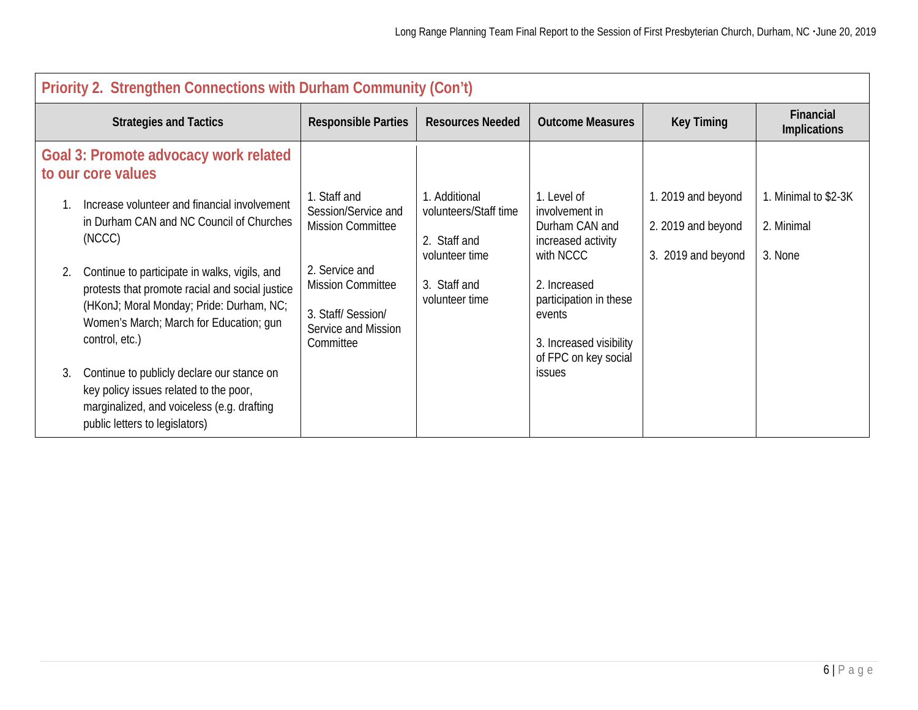## Priority 2. Strengthen Connections with Durham Community (Con't)

| Strategies and Tactics | Responsible Parties | Resources Needed | Outcome Measures | Key Timing | Financial Implications |
|---|---|---|---|---|---|
| **Goal 3: Promote advocacy work related to our core values** | | | | | |
| 1. Increase volunteer and financial involvement in Durham CAN and NC Council of Churches (NCCC) | 1. Staff and Session/Service and Mission Committee | 1. Additional volunteers/Staff time | 1. Level of involvement in Durham CAN and increased activity with NCCC | 1. 2019 and beyond | 1. Minimal to $2-3K |
| 2. Continue to participate in walks, vigils, and protests that promote racial and social justice (HKonJ; Moral Monday; Pride: Durham, NC; Women's March; March for Education; gun control, etc.) | 2. Service and Mission Committee | 2. Staff and volunteer time | 2. Increased participation in these events | 2. 2019 and beyond | 2. Minimal |
| 3. Continue to publicly declare our stance on key policy issues related to the poor, marginalized, and voiceless (e.g. drafting public letters to legislators) | 3. Staff/ Session/ Service and Mission Committee | 3. Staff and volunteer time | 3. Increased visibility of FPC on key social issues | 3. 2019 and beyond | 3. None |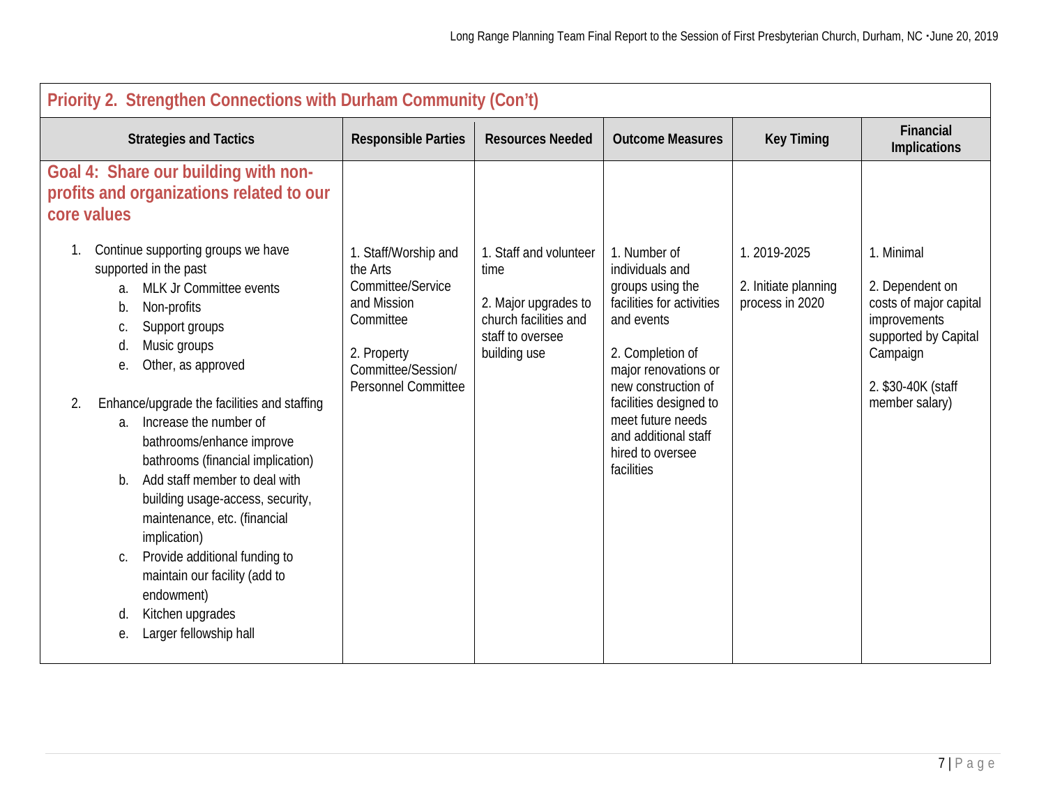## Priority 2. Strengthen Connections with Durham Community (Con't)

| Strategies and Tactics | Responsible Parties | Resources Needed | Outcome Measures | Key Timing | Financial Implications |
|---|---|---|---|---|---|
| **Goal 4: Share our building with non-profits and organizations related to our core values**<br><br>1. Continue supporting groups we have supported in the past<br>a. MLK Jr Committee events<br>b. Non-profits<br>c. Support groups<br>d. Music groups<br>e. Other, as approved<br><br>2. Enhance/upgrade the facilities and staffing<br>a. Increase the number of bathrooms/enhance improve bathrooms (financial implication)<br>b. Add staff member to deal with building usage-access, security, maintenance, etc. (financial implication)<br>c. Provide additional funding to maintain our facility (add to endowment)<br>d. Kitchen upgrades<br>e. Larger fellowship hall | 1. Staff/Worship and the Arts Committee/Service and Mission Committee<br><br>2. Property Committee/Session/ Personnel Committee | 1. Staff and volunteer time<br><br>2. Major upgrades to church facilities and staff to oversee building use | 1. Number of individuals and groups using the facilities for activities and events<br><br>2. Completion of major renovations or new construction of facilities designed to meet future needs and additional staff hired to oversee facilities | 1. 2019-2025<br><br>2. Initiate planning process in 2020 | 1. Minimal<br><br>2. Dependent on costs of major capital improvements supported by Capital Campaign<br><br>2. $30-40K (staff member salary) |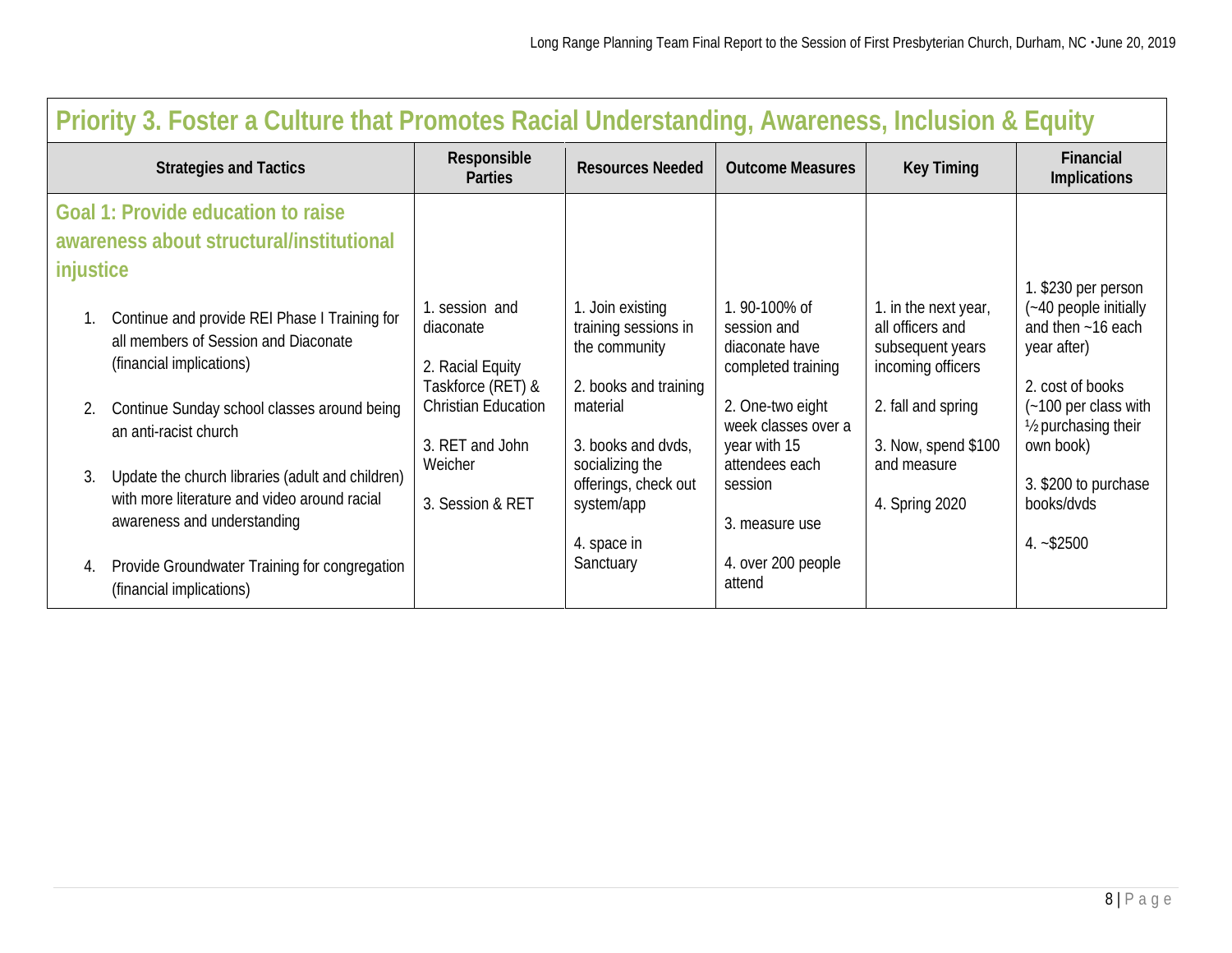## Priority 3. Foster a Culture that Promotes Racial Understanding, Awareness, Inclusion & Equity

| Strategies and Tactics | Responsible Parties | Resources Needed | Outcome Measures | Key Timing | Financial Implications |
|---|---|---|---|---|---|
| **Goal 1: Provide education to raise awareness about structural/institutional injustice** | | | | | |
| 1. Continue and provide REI Phase I Training for all members of Session and Diaconate (financial implications) | 1. session and diaconate | 1. Join existing training sessions in the community | 1. 90-100% of session and diaconate have completed training | 1. in the next year, all officers and subsequent years incoming officers | 1. $230 per person (~40 people initially and then ~16 each year after) |
| 2. Continue Sunday school classes around being an anti-racist church | 2. Racial Equity Taskforce (RET) & Christian Education | 2. books and training material | 2. One-two eight week classes over a year with 15 attendees each session | 2. fall and spring | 2. cost of books (~100 per class with ½ purchasing their own book) |
| 3. Update the church libraries (adult and children) with more literature and video around racial awareness and understanding | 3. RET and John Weicher | 3. books and dvds, socializing the offerings, check out system/app | 3. measure use | 3. Now, spend $100 and measure | 3. $200 to purchase books/dvds |
| 4. Provide Groundwater Training for congregation (financial implications) | 3. Session & RET | 4. space in Sanctuary | 4. over 200 people attend | 4. Spring 2020 | 4. ~$2500 |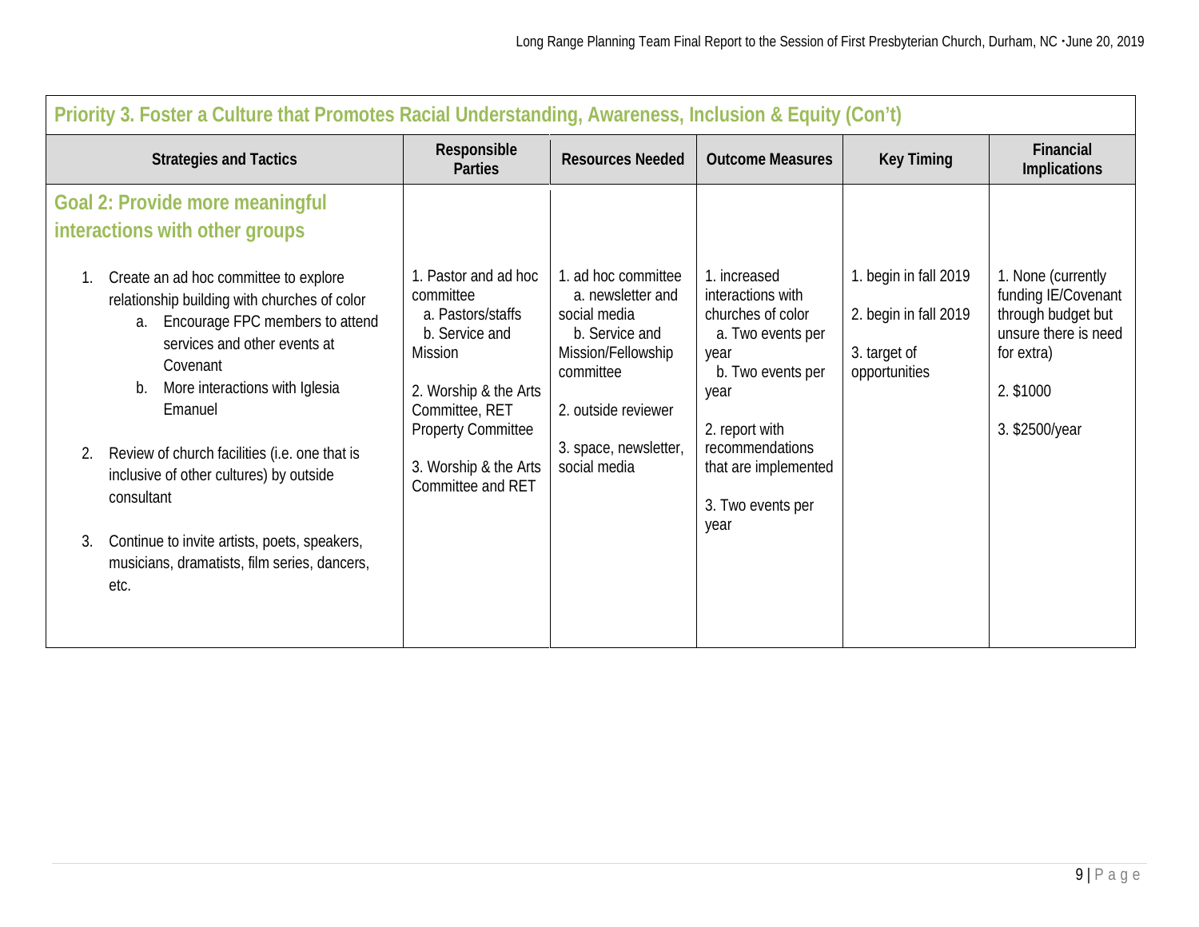| Priority 3. Foster a Culture that Promotes Racial Understanding, Awareness, Inclusion & Equity (Con't) | | | | | |
|---|---|---|---|---|---|
| **Strategies and Tactics** | **Responsible Parties** | **Resources Needed** | **Outcome Measures** | **Key Timing** | **Financial Implications** |
| **Goal 2: Provide more meaningful interactions with other groups** | | | | | |
| 1. Create an ad hoc committee to explore relationship building with churches of color<br>a. Encourage FPC members to attend services and other events at Covenant<br>b. More interactions with Iglesia Emanuel<br><br>2. Review of church facilities (i.e. one that is inclusive of other cultures) by outside consultant<br><br>3. Continue to invite artists, poets, speakers, musicians, dramatists, film series, dancers, etc. | 1. Pastor and ad hoc committee<br>a. Pastors/staffs<br>b. Service and Mission<br><br>2. Worship & the Arts Committee, RET Property Committee<br><br>3. Worship & the Arts Committee and RET | 1. ad hoc committee<br>a. newsletter and social media<br>b. Service and Mission/Fellowship committee<br><br>2. outside reviewer<br><br>3. space, newsletter, social media | 1. increased interactions with churches of color<br>a. Two events per year<br>b. Two events per year<br><br>2. report with recommendations that are implemented<br><br>3. Two events per year | 1. begin in fall 2019<br><br>2. begin in fall 2019<br><br>3. target of opportunities | 1. None (currently funding IE/Covenant through budget but unsure there is need for extra)<br><br>2. $1000<br><br>3. $2500/year |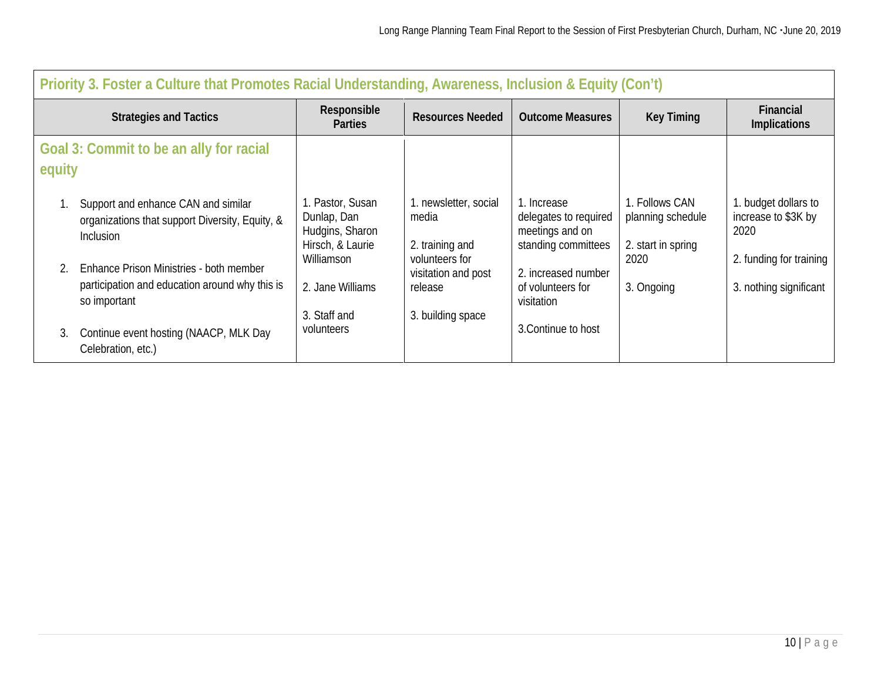## Priority 3. Foster a Culture that Promotes Racial Understanding, Awareness, Inclusion & Equity (Con't)

| Strategies and Tactics | Responsible Parties | Resources Needed | Outcome Measures | Key Timing | Financial Implications |
|---|---|---|---|---|---|
| **Goal 3: Commit to be an ally for racial equity** | | | | | |
| 1. Support and enhance CAN and similar organizations that support Diversity, Equity, & Inclusion | 1. Pastor, Susan Dunlap, Dan Hudgins, Sharon Hirsch, & Laurie Williamson | 1. newsletter, social media | 1. Increase delegates to required meetings and on standing committees | 1. Follows CAN planning schedule | 1. budget dollars to increase to $3K by 2020 |
| 2. Enhance Prison Ministries - both member participation and education around why this is so important | 2. Jane Williams | 2. training and volunteers for visitation and post release | 2. increased number of volunteers for visitation | 2. start in spring 2020 | 2. funding for training |
| 3. Continue event hosting (NAACP, MLK Day Celebration, etc.) | 3. Staff and volunteers | 3. building space | 3.Continue to host | 3. Ongoing | 3. nothing significant |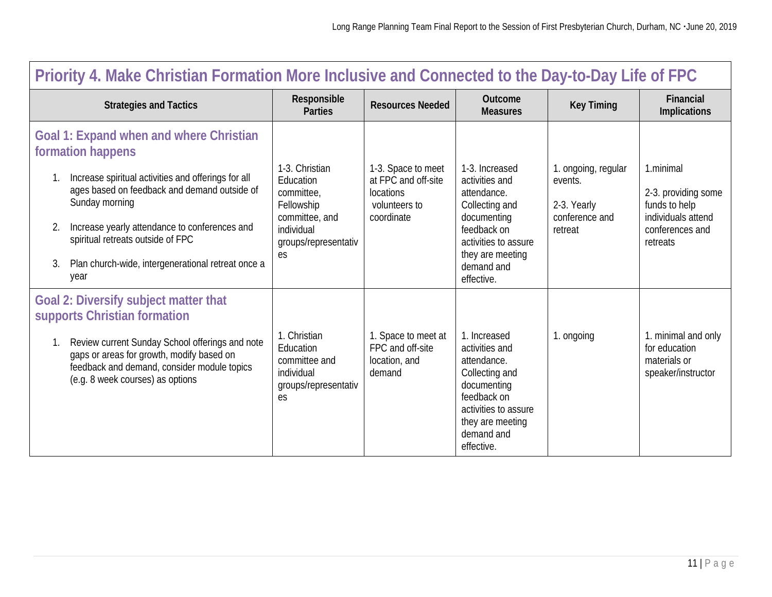# Priority 4. Make Christian Formation More Inclusive and Connected to the Day-to-Day Life of FPC

| Strategies and Tactics | Responsible Parties | Resources Needed | Outcome Measures | Key Timing | Financial Implications |
|---|---|---|---|---|---|
| **Goal 1: Expand when and where Christian formation happens**<br>1. Increase spiritual activities and offerings for all ages based on feedback and demand outside of Sunday morning<br>2. Increase yearly attendance to conferences and spiritual retreats outside of FPC<br>3. Plan church-wide, intergenerational retreat once a year | 1-3. Christian Education committee, Fellowship committee, and individual groups/representatives | 1-3. Space to meet at FPC and off-site locations volunteers to coordinate | 1-3. Increased activities and attendance. Collecting and documenting feedback on activities to assure they are meeting demand and effective. | 1. ongoing, regular events.<br>2-3. Yearly conference and retreat | 1.minimal<br>2-3. providing some funds to help individuals attend conferences and retreats |
| **Goal 2: Diversify subject matter that supports Christian formation**<br>1. Review current Sunday School offerings and note gaps or areas for growth, modify based on feedback and demand, consider module topics (e.g. 8 week courses) as options | 1. Christian Education committee and individual groups/representatives | 1. Space to meet at FPC and off-site location, and demand | 1. Increased activities and attendance. Collecting and documenting feedback on activities to assure they are meeting demand and effective. | 1. ongoing | 1. minimal and only for education materials or speaker/instructor |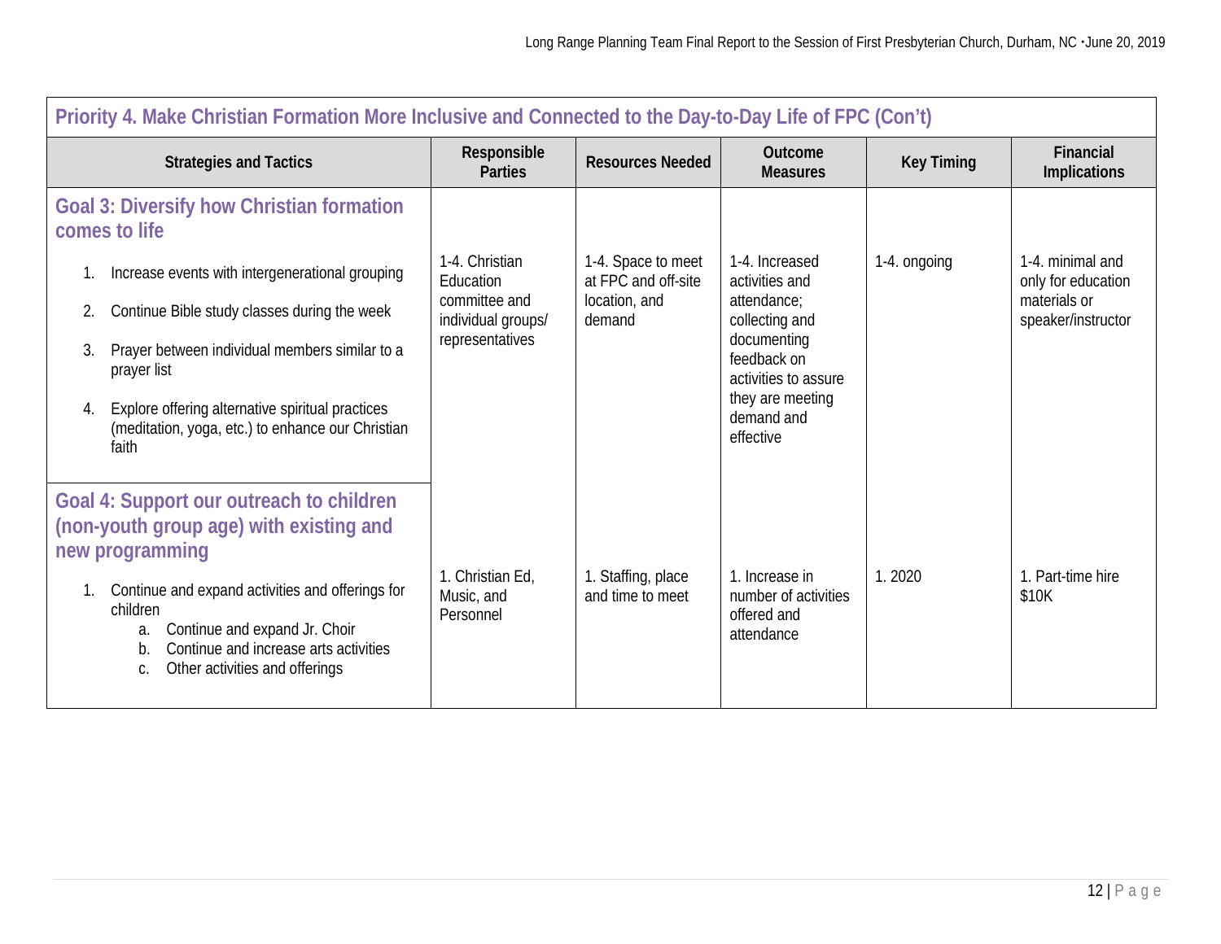| Priority 4. Make Christian Formation More Inclusive and Connected to the Day-to-Day Life of FPC (Con't) | | | | | |
|---|---|---|---|---|---|
| **Strategies and Tactics** | **Responsible Parties** | **Resources Needed** | **Outcome Measures** | **Key Timing** | **Financial Implications** |
| **Goal 3: Diversify how Christian formation comes to life**<br>1. Increase events with intergenerational grouping<br>2. Continue Bible study classes during the week<br>3. Prayer between individual members similar to a prayer list<br>4. Explore offering alternative spiritual practices (meditation, yoga, etc.) to enhance our Christian faith | 1-4. Christian Education committee and individual groups/ representatives | 1-4. Space to meet at FPC and off-site location, and demand | 1-4. Increased activities and attendance; collecting and documenting feedback on activities to assure they are meeting demand and effective | 1-4. ongoing | 1-4. minimal and only for education materials or speaker/instructor |
| **Goal 4: Support our outreach to children (non-youth group age) with existing and new programming**<br>1. Continue and expand activities and offerings for children<br>a. Continue and expand Jr. Choir<br>b. Continue and increase arts activities<br>c. Other activities and offerings | 1. Christian Ed, Music, and Personnel | 1. Staffing, place and time to meet | 1. Increase in number of activities offered and attendance | 1. 2020 | 1. Part-time hire $10K |